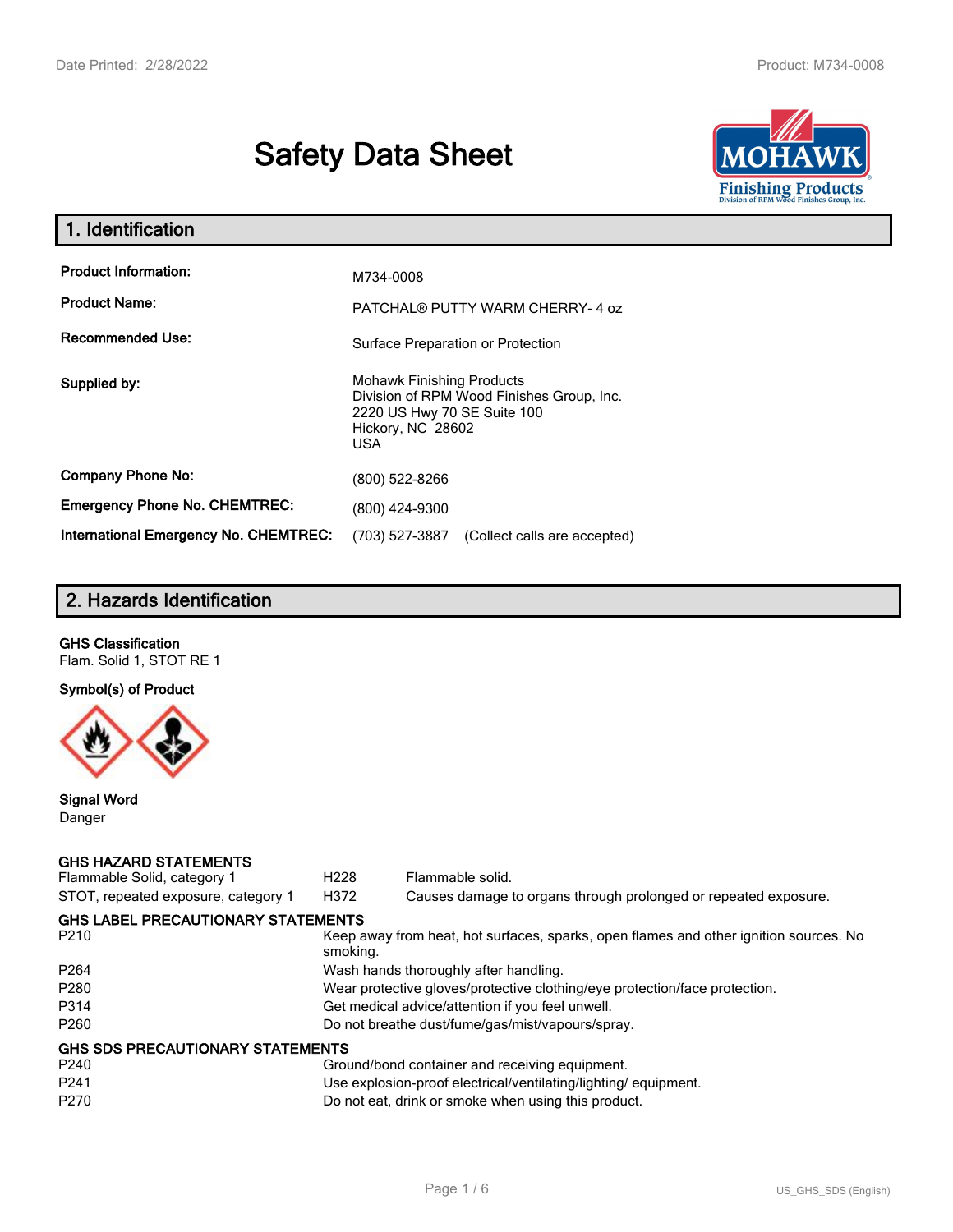# Safety Data Sheet

## 1. Identification

| | |
|---|---|
| **Product Information:** | M734-0008 |
| **Product Name:** | PATCHAL® PUTTY WARM CHERRY- 4 oz |
| **Recommended Use:** | Surface Preparation or Protection |
| **Supplied by:** | Mohawk Finishing Products<br>Division of RPM Wood Finishes Group, Inc.<br>2220 US Hwy 70 SE Suite 100<br>Hickory, NC 28602<br>USA |
| **Company Phone No:** | (800) 522-8266 |
| **Emergency Phone No. CHEMTREC:** | (800) 424-9300 |
| **International Emergency No. CHEMTREC:** | (703) 527-3887 (Collect calls are accepted) |

## 2. Hazards Identification

**GHS Classification**
Flam. Solid 1, STOT RE 1

**Symbol(s) of Product**

**Signal Word**
Danger

**GHS HAZARD STATEMENTS**

| | | |
|---|---|---|
| Flammable Solid, category 1 | H228 | Flammable solid. |
| STOT, repeated exposure, category 1 | H372 | Causes damage to organs through prolonged or repeated exposure. |

**GHS LABEL PRECAUTIONARY STATEMENTS**

| | |
|---|---|
| P210 | Keep away from heat, hot surfaces, sparks, open flames and other ignition sources. No smoking. |
| P264 | Wash hands thoroughly after handling. |
| P280 | Wear protective gloves/protective clothing/eye protection/face protection. |
| P314 | Get medical advice/attention if you feel unwell. |
| P260 | Do not breathe dust/fume/gas/mist/vapours/spray. |

**GHS SDS PRECAUTIONARY STATEMENTS**

| | |
|---|---|
| P240 | Ground/bond container and receiving equipment. |
| P241 | Use explosion-proof electrical/ventilating/lighting/ equipment. |
| P270 | Do not eat, drink or smoke when using this product. |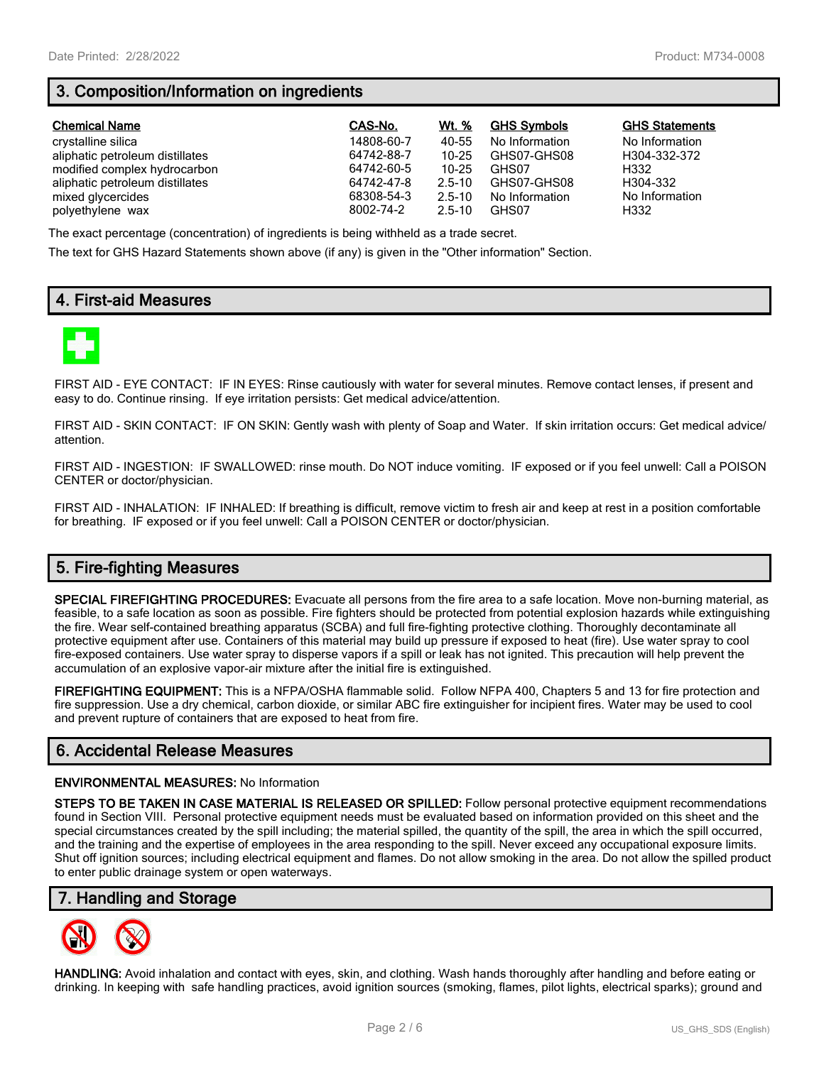## 3. Composition/Information on ingredients

| Chemical Name | CAS-No. | Wt. % | GHS Symbols | GHS Statements |
|---|---|---|---|---|
| crystalline silica | 14808-60-7 | 40-55 | No Information | No Information |
| aliphatic petroleum distillates | 64742-88-7 | 10-25 | GHS07-GHS08 | H304-332-372 |
| modified complex hydrocarbon | 64742-60-5 | 10-25 | GHS07 | H332 |
| aliphatic petroleum distillates | 64742-47-8 | 2.5-10 | GHS07-GHS08 | H304-332 |
| mixed glycercides | 68308-54-3 | 2.5-10 | No Information | No Information |
| polyethylene wax | 8002-74-2 | 2.5-10 | GHS07 | H332 |

The exact percentage (concentration) of ingredients is being withheld as a trade secret.

The text for GHS Hazard Statements shown above (if any) is given in the "Other information" Section.

## 4. First-aid Measures

FIRST AID - EYE CONTACT: IF IN EYES: Rinse cautiously with water for several minutes. Remove contact lenses, if present and easy to do. Continue rinsing. If eye irritation persists: Get medical advice/attention.

FIRST AID - SKIN CONTACT: IF ON SKIN: Gently wash with plenty of Soap and Water. If skin irritation occurs: Get medical advice/attention.

FIRST AID - INGESTION: IF SWALLOWED: rinse mouth. Do NOT induce vomiting. IF exposed or if you feel unwell: Call a POISON CENTER or doctor/physician.

FIRST AID - INHALATION: IF INHALED: If breathing is difficult, remove victim to fresh air and keep at rest in a position comfortable for breathing. IF exposed or if you feel unwell: Call a POISON CENTER or doctor/physician.

## 5. Fire-fighting Measures

**SPECIAL FIREFIGHTING PROCEDURES:** Evacuate all persons from the fire area to a safe location. Move non-burning material, as feasible, to a safe location as soon as possible. Fire fighters should be protected from potential explosion hazards while extinguishing the fire. Wear self-contained breathing apparatus (SCBA) and full fire-fighting protective clothing. Thoroughly decontaminate all protective equipment after use. Containers of this material may build up pressure if exposed to heat (fire). Use water spray to cool fire-exposed containers. Use water spray to disperse vapors if a spill or leak has not ignited. This precaution will help prevent the accumulation of an explosive vapor-air mixture after the initial fire is extinguished.

**FIREFIGHTING EQUIPMENT:** This is a NFPA/OSHA flammable solid. Follow NFPA 400, Chapters 5 and 13 for fire protection and fire suppression. Use a dry chemical, carbon dioxide, or similar ABC fire extinguisher for incipient fires. Water may be used to cool and prevent rupture of containers that are exposed to heat from fire.

## 6. Accidental Release Measures

**ENVIRONMENTAL MEASURES:** No Information

**STEPS TO BE TAKEN IN CASE MATERIAL IS RELEASED OR SPILLED:** Follow personal protective equipment recommendations found in Section VIII. Personal protective equipment needs must be evaluated based on information provided on this sheet and the special circumstances created by the spill including; the material spilled, the quantity of the spill, the area in which the spill occurred, and the training and the expertise of employees in the area responding to the spill. Never exceed any occupational exposure limits. Shut off ignition sources; including electrical equipment and flames. Do not allow smoking in the area. Do not allow the spilled product to enter public drainage system or open waterways.

## 7. Handling and Storage

**HANDLING:** Avoid inhalation and contact with eyes, skin, and clothing. Wash hands thoroughly after handling and before eating or drinking. In keeping with safe handling practices, avoid ignition sources (smoking, flames, pilot lights, electrical sparks); ground and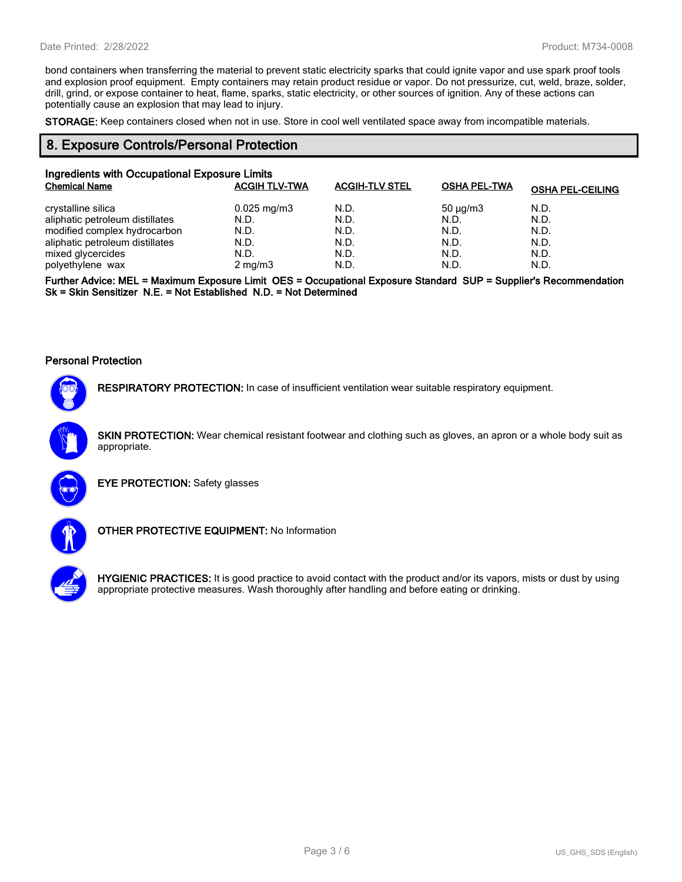bond containers when transferring the material to prevent static electricity sparks that could ignite vapor and use spark proof tools and explosion proof equipment. Empty containers may retain product residue or vapor. Do not pressurize, cut, weld, braze, solder, drill, grind, or expose container to heat, flame, sparks, static electricity, or other sources of ignition. Any of these actions can potentially cause an explosion that may lead to injury.

**STORAGE:** Keep containers closed when not in use. Store in cool well ventilated space away from incompatible materials.

## 8. Exposure Controls/Personal Protection

### Ingredients with Occupational Exposure Limits

| Chemical Name | ACGIH TLV-TWA | ACGIH-TLV STEL | OSHA PEL-TWA | OSHA PEL-CEILING |
|---|---|---|---|---|
| crystalline silica | 0.025 mg/m3 | N.D. | 50 µg/m3 | N.D. |
| aliphatic petroleum distillates | N.D. | N.D. | N.D. | N.D. |
| modified complex hydrocarbon | N.D. | N.D. | N.D. | N.D. |
| aliphatic petroleum distillates | N.D. | N.D. | N.D. | N.D. |
| mixed glycercides | N.D. | N.D. | N.D. | N.D. |
| polyethylene wax | 2 mg/m3 | N.D. | N.D. | N.D. |

**Further Advice: MEL = Maximum Exposure Limit OES = Occupational Exposure Standard SUP = Supplier's Recommendation Sk = Skin Sensitizer N.E. = Not Established N.D. = Not Determined**

### Personal Protection

**RESPIRATORY PROTECTION:** In case of insufficient ventilation wear suitable respiratory equipment.

**SKIN PROTECTION:** Wear chemical resistant footwear and clothing such as gloves, an apron or a whole body suit as appropriate.

**EYE PROTECTION:** Safety glasses

**OTHER PROTECTIVE EQUIPMENT:** No Information

**HYGIENIC PRACTICES:** It is good practice to avoid contact with the product and/or its vapors, mists or dust by using appropriate protective measures. Wash thoroughly after handling and before eating or drinking.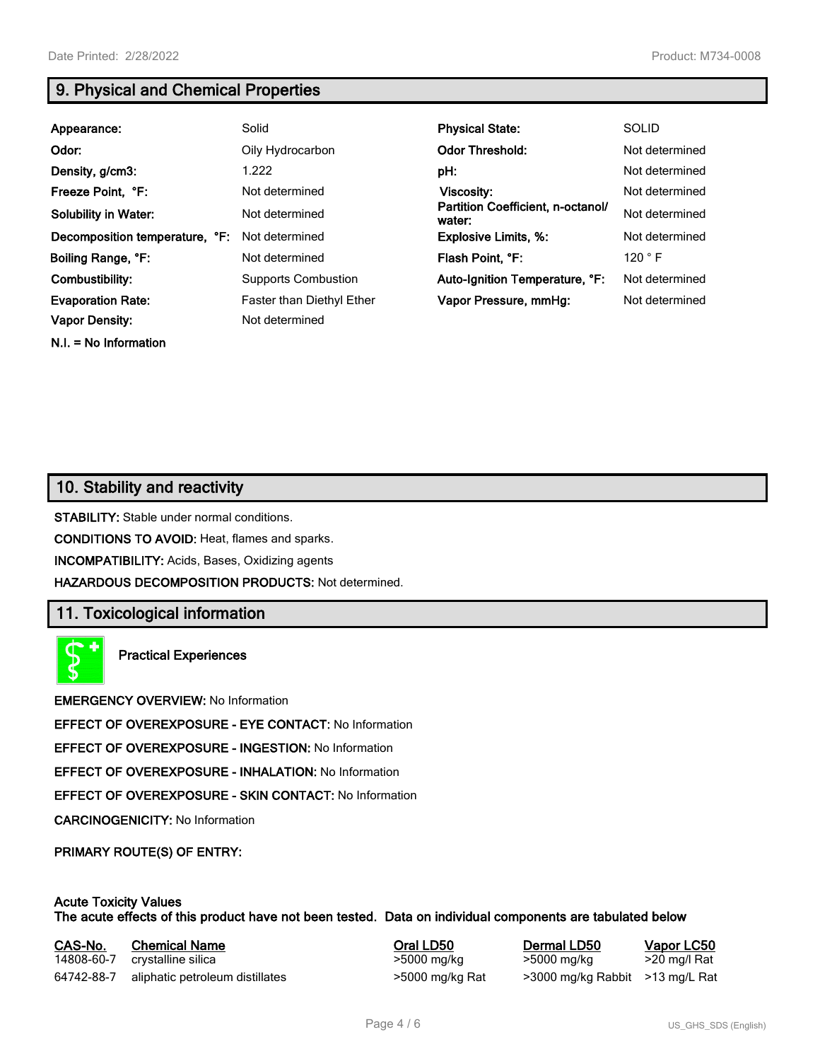## 9. Physical and Chemical Properties

| | | | |
|---|---|---|---|
| **Appearance:** | Solid | **Physical State:** | SOLID |
| **Odor:** | Oily Hydrocarbon | **Odor Threshold:** | Not determined |
| **Density, g/cm3:** | 1.222 | **pH:** | Not determined |
| **Freeze Point, °F:** | Not determined | **Viscosity:** | Not determined |
| **Solubility in Water:** | Not determined | **Partition Coefficient, n-octanol/ water:** | Not determined |
| **Decomposition temperature, °F:** | Not determined | **Explosive Limits, %:** | Not determined |
| **Boiling Range, °F:** | Not determined | **Flash Point, °F:** | 120 ° F |
| **Combustibility:** | Supports Combustion | **Auto-Ignition Temperature, °F:** | Not determined |
| **Evaporation Rate:** | Faster than Diethyl Ether | **Vapor Pressure, mmHg:** | Not determined |
| **Vapor Density:** | Not determined | | |

**N.I. = No Information**

## 10. Stability and reactivity

**STABILITY:** Stable under normal conditions.

**CONDITIONS TO AVOID:** Heat, flames and sparks.

**INCOMPATIBILITY:** Acids, Bases, Oxidizing agents

**HAZARDOUS DECOMPOSITION PRODUCTS:** Not determined.

## 11. Toxicological information

**Practical Experiences**

**EMERGENCY OVERVIEW:** No Information

**EFFECT OF OVEREXPOSURE - EYE CONTACT:** No Information

**EFFECT OF OVEREXPOSURE - INGESTION:** No Information

**EFFECT OF OVEREXPOSURE - INHALATION:** No Information

**EFFECT OF OVEREXPOSURE - SKIN CONTACT:** No Information

**CARCINOGENICITY:** No Information

**PRIMARY ROUTE(S) OF ENTRY:**

**Acute Toxicity Values**
**The acute effects of this product have not been tested. Data on individual components are tabulated below**

| CAS-No. | Chemical Name | Oral LD50 | Dermal LD50 | Vapor LC50 |
|---|---|---|---|---|
| 14808-60-7 | crystalline silica | >5000 mg/kg | >5000 mg/kg | >20 mg/l Rat |
| 64742-88-7 | aliphatic petroleum distillates | >5000 mg/kg Rat | >3000 mg/kg Rabbit | >13 mg/L Rat |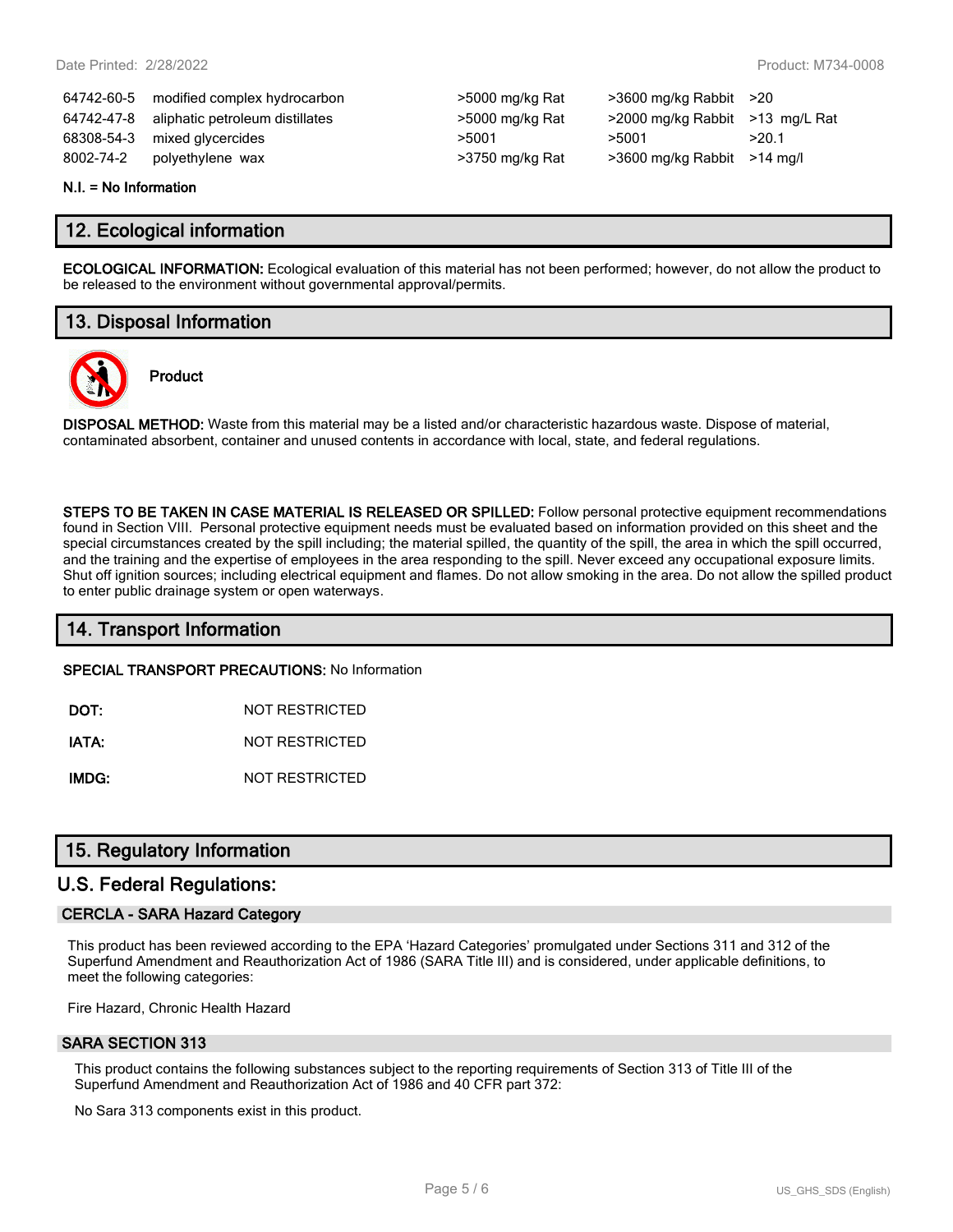| | | | | |
|---|---|---|---|---|
| 64742-60-5 | modified complex hydrocarbon | >5000 mg/kg Rat | >3600 mg/kg Rabbit | >20 |
| 64742-47-8 | aliphatic petroleum distillates | >5000 mg/kg Rat | >2000 mg/kg Rabbit | >13 mg/L Rat |
| 68308-54-3 | mixed glycercides | >5001 | >5001 | >20.1 |
| 8002-74-2 | polyethylene wax | >3750 mg/kg Rat | >3600 mg/kg Rabbit | >14 mg/l |

**N.I. = No Information**

## 12. Ecological information

**ECOLOGICAL INFORMATION:** Ecological evaluation of this material has not been performed; however, do not allow the product to be released to the environment without governmental approval/permits.

## 13. Disposal Information

**Product**

**DISPOSAL METHOD:** Waste from this material may be a listed and/or characteristic hazardous waste. Dispose of material, contaminated absorbent, container and unused contents in accordance with local, state, and federal regulations.

**STEPS TO BE TAKEN IN CASE MATERIAL IS RELEASED OR SPILLED:** Follow personal protective equipment recommendations found in Section VIII. Personal protective equipment needs must be evaluated based on information provided on this sheet and the special circumstances created by the spill including; the material spilled, the quantity of the spill, the area in which the spill occurred, and the training and the expertise of employees in the area responding to the spill. Never exceed any occupational exposure limits. Shut off ignition sources; including electrical equipment and flames. Do not allow smoking in the area. Do not allow the spilled product to enter public drainage system or open waterways.

## 14. Transport Information

**SPECIAL TRANSPORT PRECAUTIONS:** No Information

**DOT:** NOT RESTRICTED

**IATA:** NOT RESTRICTED

**IMDG:** NOT RESTRICTED

## 15. Regulatory Information

## U.S. Federal Regulations:

### CERCLA - SARA Hazard Category

This product has been reviewed according to the EPA 'Hazard Categories' promulgated under Sections 311 and 312 of the Superfund Amendment and Reauthorization Act of 1986 (SARA Title III) and is considered, under applicable definitions, to meet the following categories:

Fire Hazard, Chronic Health Hazard

### SARA SECTION 313

This product contains the following substances subject to the reporting requirements of Section 313 of Title III of the Superfund Amendment and Reauthorization Act of 1986 and 40 CFR part 372:

No Sara 313 components exist in this product.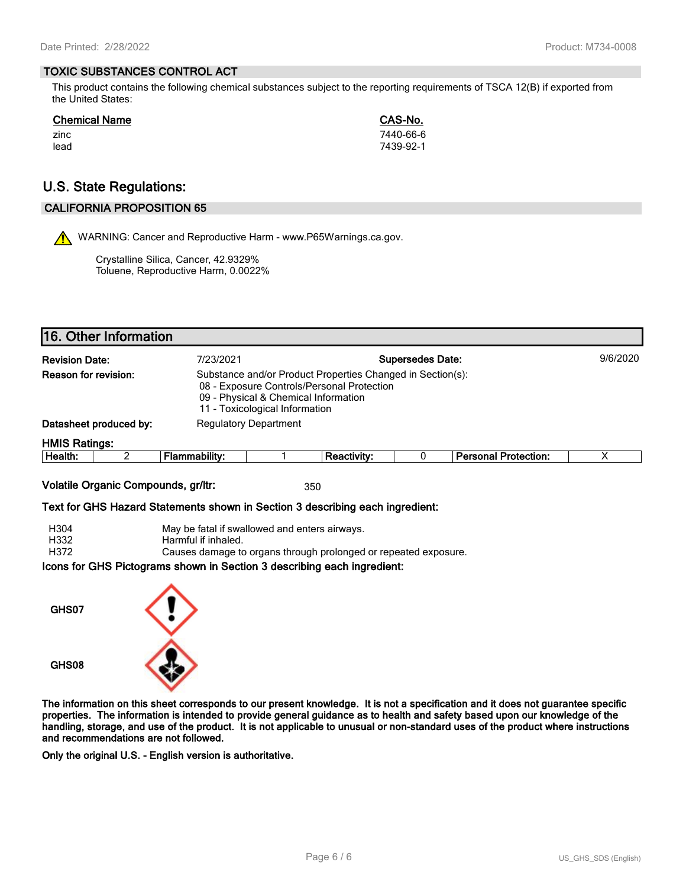### TOXIC SUBSTANCES CONTROL ACT

This product contains the following chemical substances subject to the reporting requirements of TSCA 12(B) if exported from the United States:

| Chemical Name | CAS-No. |
|---|---|
| zinc | 7440-66-6 |
| lead | 7439-92-1 |

## U.S. State Regulations:

### CALIFORNIA PROPOSITION 65

WARNING: Cancer and Reproductive Harm - www.P65Warnings.ca.gov.

Crystalline Silica, Cancer, 42.9329%
Toluene, Reproductive Harm, 0.0022%

## 16. Other Information

**Revision Date:** 7/23/2021 **Supersedes Date:** 9/6/2020

**Reason for revision:** Substance and/or Product Properties Changed in Section(s):
- 08 - Exposure Controls/Personal Protection
- 09 - Physical & Chemical Information
- 11 - Toxicological Information

**Datasheet produced by:** Regulatory Department

**HMIS Ratings:**

| | | | | | | | |
|---|---|---|---|---|---|---|---|
| **Health:** | 2 | **Flammability:** | 1 | **Reactivity:** | 0 | **Personal Protection:** | X |

**Volatile Organic Compounds, gr/ltr:** 350

**Text for GHS Hazard Statements shown in Section 3 describing each ingredient:**

| | |
|---|---|
| H304 | May be fatal if swallowed and enters airways. |
| H332 | Harmful if inhaled. |
| H372 | Causes damage to organs through prolonged or repeated exposure. |

**Icons for GHS Pictograms shown in Section 3 describing each ingredient:**

GHS07

GHS08

**The information on this sheet corresponds to our present knowledge. It is not a specification and it does not guarantee specific properties. The information is intended to provide general guidance as to health and safety based upon our knowledge of the handling, storage, and use of the product. It is not applicable to unusual or non-standard uses of the product where instructions and recommendations are not followed.**

**Only the original U.S. - English version is authoritative.**